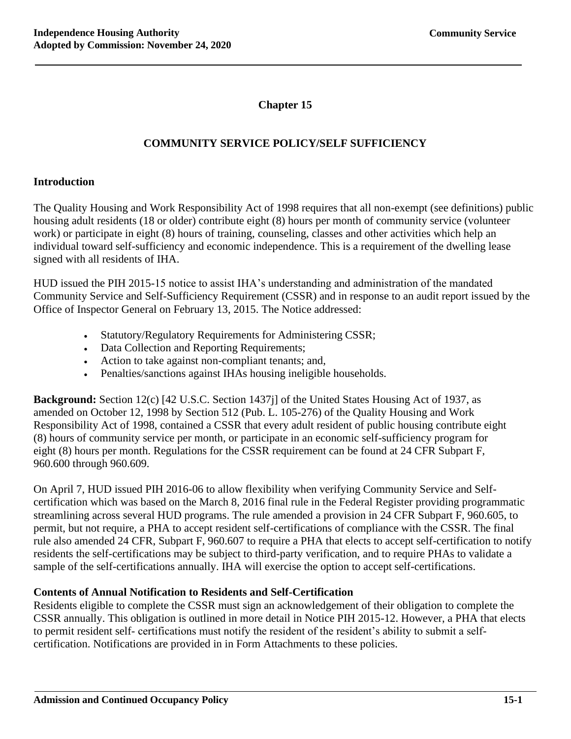# Chapter 15

## COMMUNITY SERVICE POLICY/SELF SUFFICIENCY

### Introduction

The Quality Housing and Work Responsibility Act of 1998 requires that all non-exempt (see definitions) public housing adult residents (18 or older) contribute eight (8) hours per month of community service (volunteer work) or participate in eight (8) hours of training, counseling, classes and other activities which help an individual toward self-sufficiency and economic independence. This is a requirement of the dwelling lease signed with all residents of IHA.

HUD issued the PIH 2015-15 notice to assist IHA's understanding and administration of the mandated Community Service and Self-Sufficiency Requirement (CSSR) and in response to an audit report issued by the Office of Inspector General on February 13, 2015. The Notice addressed:

- Statutory/Regulatory Requirements for Administering CSSR;
- Data Collection and Reporting Requirements;
- Action to take against non-compliant tenants; and,
- Penalties/sanctions against IHAs housing ineligible households.

**Background:** Section 12(c) [42 U.S.C. Section 1437j] of the United States Housing Act of 1937, as amended on October 12, 1998 by Section 512 (Pub. L. 105-276) of the Quality Housing and Work Responsibility Act of 1998, contained a CSSR that every adult resident of public housing contribute eight (8) hours of community service per month, or participate in an economic self-sufficiency program for eight (8) hours per month. Regulations for the CSSR requirement can be found at 24 CFR Subpart F, 960.600 through 960.609.

On April 7, HUD issued PIH 2016-06 to allow flexibility when verifying Community Service and Self-certification which was based on the March 8, 2016 final rule in the Federal Register providing programmatic streamlining across several HUD programs. The rule amended a provision in 24 CFR Subpart F, 960.605, to permit, but not require, a PHA to accept resident self-certifications of compliance with the CSSR. The final rule also amended 24 CFR, Subpart F, 960.607 to require a PHA that elects to accept self-certification to notify residents the self-certifications may be subject to third-party verification, and to require PHAs to validate a sample of the self-certifications annually. IHA will exercise the option to accept self-certifications.

### Contents of Annual Notification to Residents and Self-Certification

Residents eligible to complete the CSSR must sign an acknowledgement of their obligation to complete the CSSR annually. This obligation is outlined in more detail in Notice PIH 2015-12. However, a PHA that elects to permit resident self- certifications must notify the resident of the resident's ability to submit a self-certification. Notifications are provided in in Form Attachments to these policies.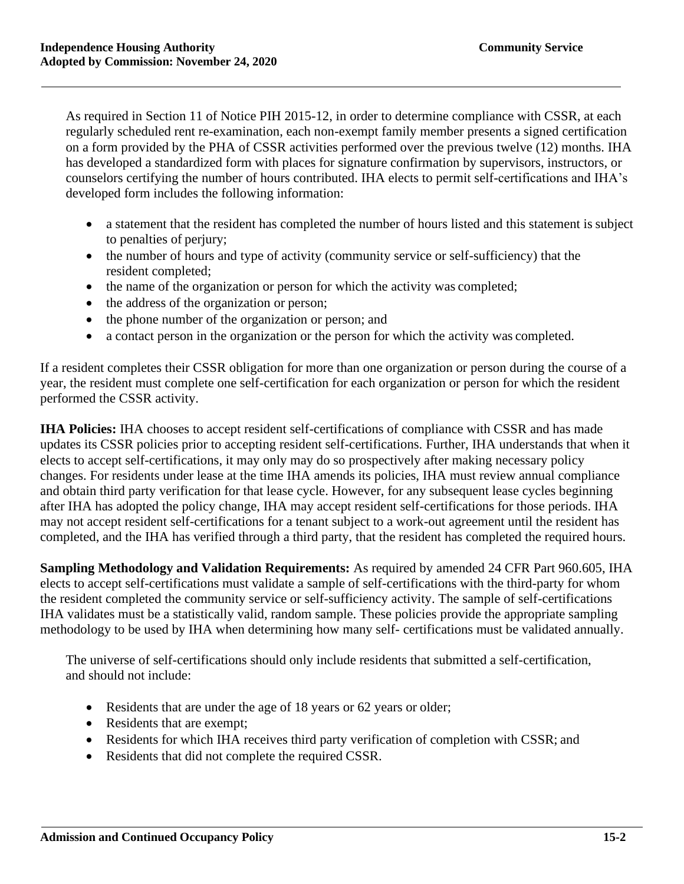As required in Section 11 of Notice PIH 2015-12, in order to determine compliance with CSSR, at each regularly scheduled rent re-examination, each non-exempt family member presents a signed certification on a form provided by the PHA of CSSR activities performed over the previous twelve (12) months. IHA has developed a standardized form with places for signature confirmation by supervisors, instructors, or counselors certifying the number of hours contributed. IHA elects to permit self-certifications and IHA's developed form includes the following information:

- a statement that the resident has completed the number of hours listed and this statement is subject to penalties of perjury;
- the number of hours and type of activity (community service or self-sufficiency) that the resident completed;
- the name of the organization or person for which the activity was completed;
- the address of the organization or person;
- the phone number of the organization or person; and
- a contact person in the organization or the person for which the activity was completed.

If a resident completes their CSSR obligation for more than one organization or person during the course of a year, the resident must complete one self-certification for each organization or person for which the resident performed the CSSR activity.

**IHA Policies:** IHA chooses to accept resident self-certifications of compliance with CSSR and has made updates its CSSR policies prior to accepting resident self-certifications. Further, IHA understands that when it elects to accept self-certifications, it may only may do so prospectively after making necessary policy changes. For residents under lease at the time IHA amends its policies, IHA must review annual compliance and obtain third party verification for that lease cycle. However, for any subsequent lease cycles beginning after IHA has adopted the policy change, IHA may accept resident self-certifications for those periods. IHA may not accept resident self-certifications for a tenant subject to a work-out agreement until the resident has completed, and the IHA has verified through a third party, that the resident has completed the required hours.

**Sampling Methodology and Validation Requirements:** As required by amended 24 CFR Part 960.605, IHA elects to accept self-certifications must validate a sample of self-certifications with the third-party for whom the resident completed the community service or self-sufficiency activity. The sample of self-certifications IHA validates must be a statistically valid, random sample. These policies provide the appropriate sampling methodology to be used by IHA when determining how many self- certifications must be validated annually.

The universe of self-certifications should only include residents that submitted a self-certification, and should not include:

- Residents that are under the age of 18 years or 62 years or older;
- Residents that are exempt;
- Residents for which IHA receives third party verification of completion with CSSR; and
- Residents that did not complete the required CSSR.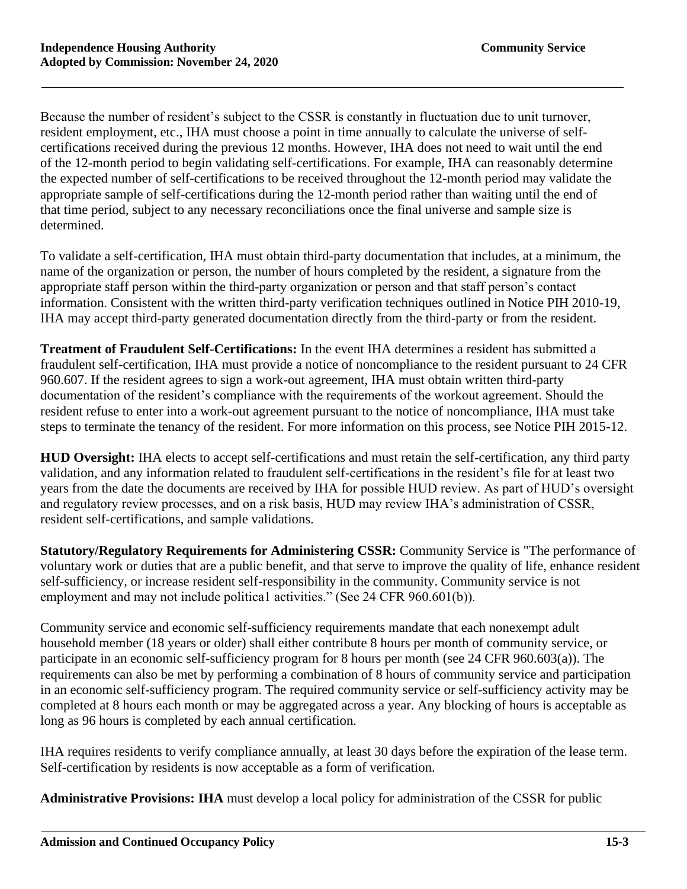Because the number of resident's subject to the CSSR is constantly in fluctuation due to unit turnover, resident employment, etc., IHA must choose a point in time annually to calculate the universe of self-certifications received during the previous 12 months. However, IHA does not need to wait until the end of the 12-month period to begin validating self-certifications. For example, IHA can reasonably determine the expected number of self-certifications to be received throughout the 12-month period may validate the appropriate sample of self-certifications during the 12-month period rather than waiting until the end of that time period, subject to any necessary reconciliations once the final universe and sample size is determined.

To validate a self-certification, IHA must obtain third-party documentation that includes, at a minimum, the name of the organization or person, the number of hours completed by the resident, a signature from the appropriate staff person within the third-party organization or person and that staff person's contact information. Consistent with the written third-party verification techniques outlined in Notice PIH 2010-19, IHA may accept third-party generated documentation directly from the third-party or from the resident.

**Treatment of Fraudulent Self-Certifications:** In the event IHA determines a resident has submitted a fraudulent self-certification, IHA must provide a notice of noncompliance to the resident pursuant to 24 CFR 960.607. If the resident agrees to sign a work-out agreement, IHA must obtain written third-party documentation of the resident's compliance with the requirements of the workout agreement. Should the resident refuse to enter into a work-out agreement pursuant to the notice of noncompliance, IHA must take steps to terminate the tenancy of the resident. For more information on this process, see Notice PIH 2015-12.

**HUD Oversight:** IHA elects to accept self-certifications and must retain the self-certification, any third party validation, and any information related to fraudulent self-certifications in the resident's file for at least two years from the date the documents are received by IHA for possible HUD review. As part of HUD's oversight and regulatory review processes, and on a risk basis, HUD may review IHA's administration of CSSR, resident self-certifications, and sample validations.

**Statutory/Regulatory Requirements for Administering CSSR:** Community Service is "The performance of voluntary work or duties that are a public benefit, and that serve to improve the quality of life, enhance resident self-sufficiency, or increase resident self-responsibility in the community. Community service is not employment and may not include politica1 activities." (See 24 CFR 960.601(b)).

Community service and economic self-sufficiency requirements mandate that each nonexempt adult household member (18 years or older) shall either contribute 8 hours per month of community service, or participate in an economic self-sufficiency program for 8 hours per month (see 24 CFR 960.603(a)). The requirements can also be met by performing a combination of 8 hours of community service and participation in an economic self-sufficiency program. The required community service or self-sufficiency activity may be completed at 8 hours each month or may be aggregated across a year. Any blocking of hours is acceptable as long as 96 hours is completed by each annual certification.

IHA requires residents to verify compliance annually, at least 30 days before the expiration of the lease term. Self-certification by residents is now acceptable as a form of verification.

**Administrative Provisions: IHA** must develop a local policy for administration of the CSSR for public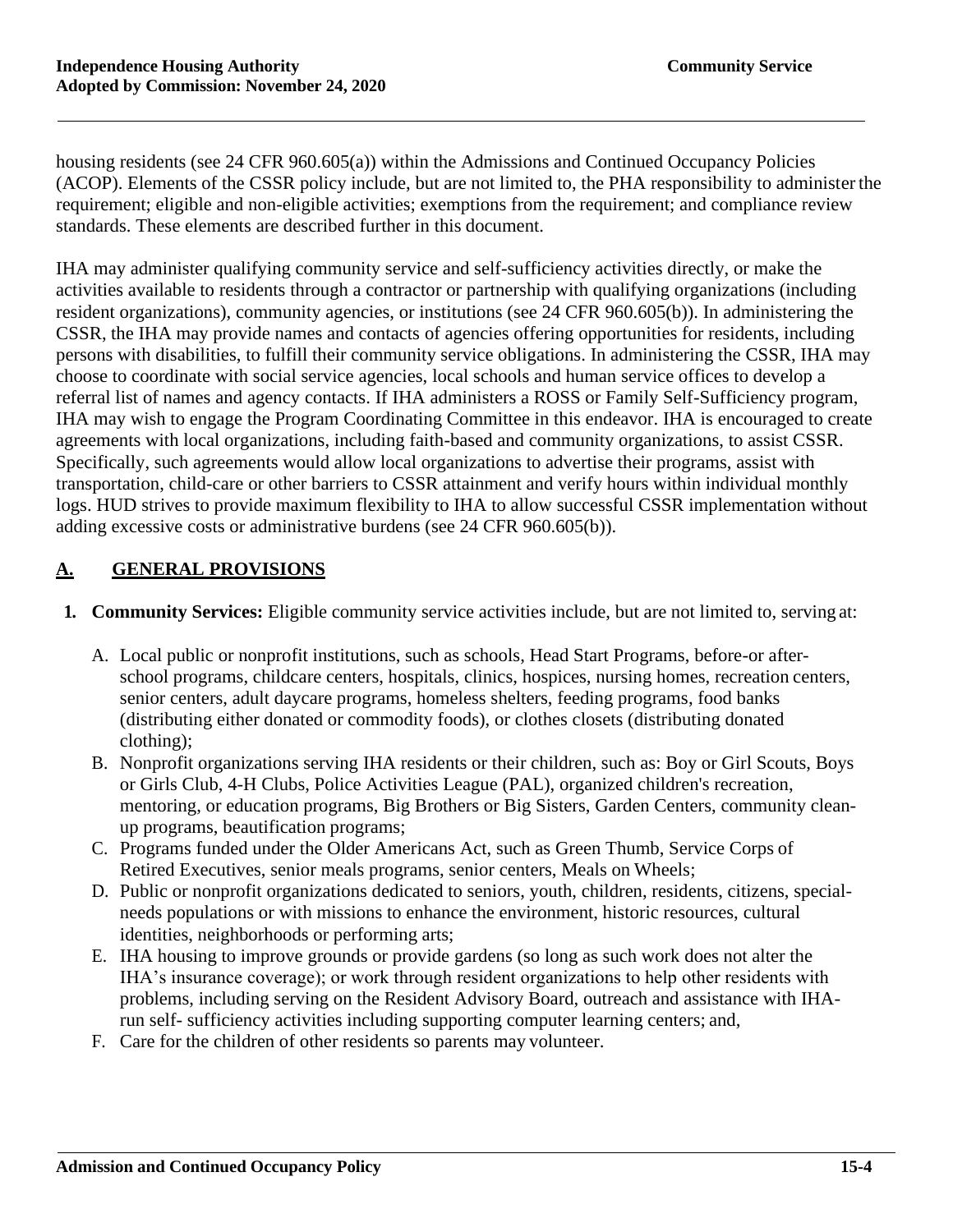housing residents (see 24 CFR 960.605(a)) within the Admissions and Continued Occupancy Policies (ACOP). Elements of the CSSR policy include, but are not limited to, the PHA responsibility to administer the requirement; eligible and non-eligible activities; exemptions from the requirement; and compliance review standards. These elements are described further in this document.

IHA may administer qualifying community service and self-sufficiency activities directly, or make the activities available to residents through a contractor or partnership with qualifying organizations (including resident organizations), community agencies, or institutions (see 24 CFR 960.605(b)). In administering the CSSR, the IHA may provide names and contacts of agencies offering opportunities for residents, including persons with disabilities, to fulfill their community service obligations. In administering the CSSR, IHA may choose to coordinate with social service agencies, local schools and human service offices to develop a referral list of names and agency contacts. If IHA administers a ROSS or Family Self-Sufficiency program, IHA may wish to engage the Program Coordinating Committee in this endeavor. IHA is encouraged to create agreements with local organizations, including faith-based and community organizations, to assist CSSR. Specifically, such agreements would allow local organizations to advertise their programs, assist with transportation, child-care or other barriers to CSSR attainment and verify hours within individual monthly logs. HUD strives to provide maximum flexibility to IHA to allow successful CSSR implementation without adding excessive costs or administrative burdens (see 24 CFR 960.605(b)).

## A. GENERAL PROVISIONS

1. **Community Services:** Eligible community service activities include, but are not limited to, serving at:

   A. Local public or nonprofit institutions, such as schools, Head Start Programs, before-or after-school programs, childcare centers, hospitals, clinics, hospices, nursing homes, recreation centers, senior centers, adult daycare programs, homeless shelters, feeding programs, food banks (distributing either donated or commodity foods), or clothes closets (distributing donated clothing);
   
   B. Nonprofit organizations serving IHA residents or their children, such as: Boy or Girl Scouts, Boys or Girls Club, 4-H Clubs, Police Activities League (PAL), organized children's recreation, mentoring, or education programs, Big Brothers or Big Sisters, Garden Centers, community clean-up programs, beautification programs;
   
   C. Programs funded under the Older Americans Act, such as Green Thumb, Service Corps of Retired Executives, senior meals programs, senior centers, Meals on Wheels;
   
   D. Public or nonprofit organizations dedicated to seniors, youth, children, residents, citizens, special-needs populations or with missions to enhance the environment, historic resources, cultural identities, neighborhoods or performing arts;
   
   E. IHA housing to improve grounds or provide gardens (so long as such work does not alter the IHA's insurance coverage); or work through resident organizations to help other residents with problems, including serving on the Resident Advisory Board, outreach and assistance with IHA-run self- sufficiency activities including supporting computer learning centers; and,
   
   F. Care for the children of other residents so parents may volunteer.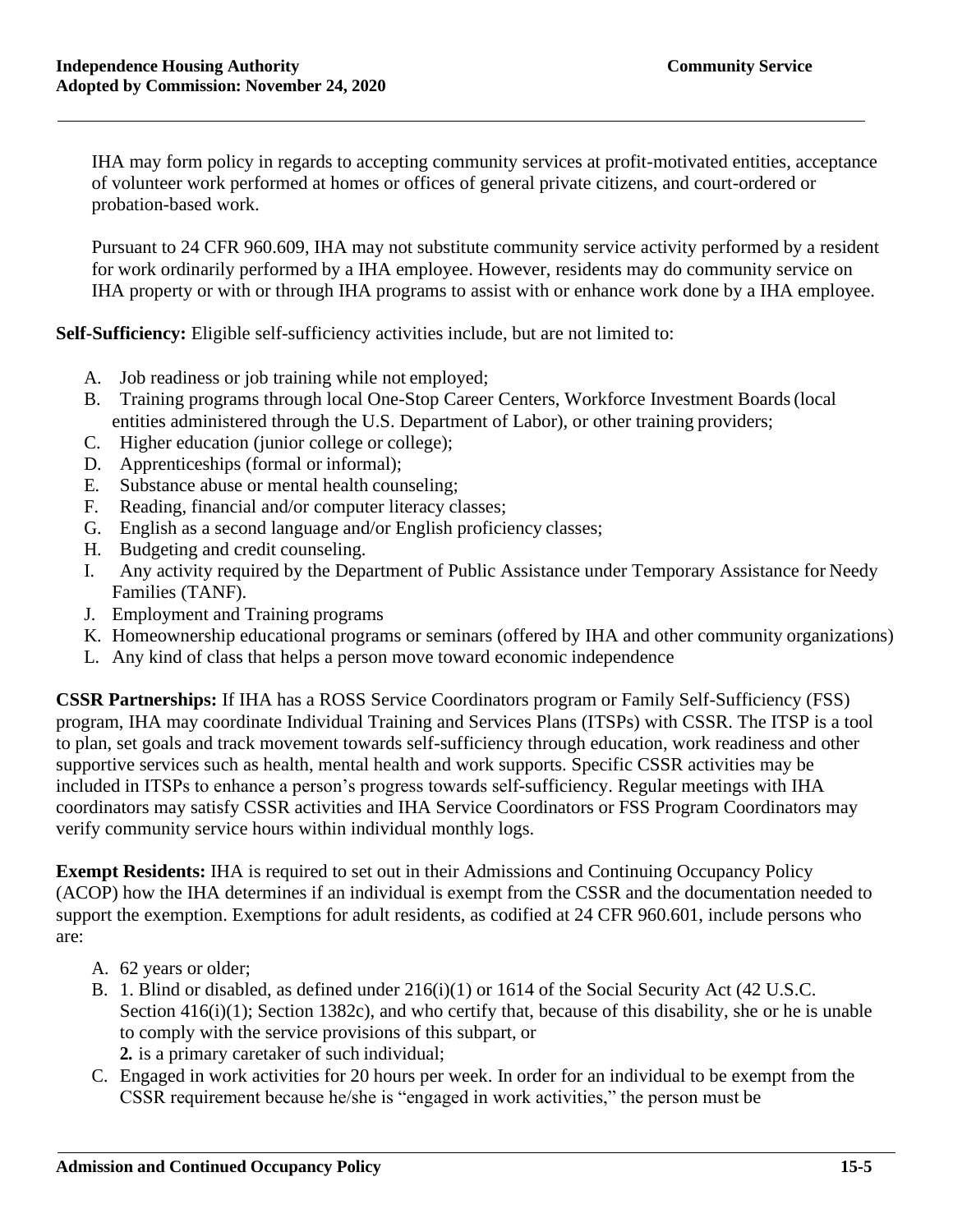IHA may form policy in regards to accepting community services at profit-motivated entities, acceptance of volunteer work performed at homes or offices of general private citizens, and court-ordered or probation-based work.

Pursuant to 24 CFR 960.609, IHA may not substitute community service activity performed by a resident for work ordinarily performed by a IHA employee. However, residents may do community service on IHA property or with or through IHA programs to assist with or enhance work done by a IHA employee.

**Self-Sufficiency:** Eligible self-sufficiency activities include, but are not limited to:

A. Job readiness or job training while not employed;
B. Training programs through local One-Stop Career Centers, Workforce Investment Boards (local entities administered through the U.S. Department of Labor), or other training providers;
C. Higher education (junior college or college);
D. Apprenticeships (formal or informal);
E. Substance abuse or mental health counseling;
F. Reading, financial and/or computer literacy classes;
G. English as a second language and/or English proficiency classes;
H. Budgeting and credit counseling.
I. Any activity required by the Department of Public Assistance under Temporary Assistance for Needy Families (TANF).
J. Employment and Training programs
K. Homeownership educational programs or seminars (offered by IHA and other community organizations)
L. Any kind of class that helps a person move toward economic independence

**CSSR Partnerships:** If IHA has a ROSS Service Coordinators program or Family Self-Sufficiency (FSS) program, IHA may coordinate Individual Training and Services Plans (ITSPs) with CSSR. The ITSP is a tool to plan, set goals and track movement towards self-sufficiency through education, work readiness and other supportive services such as health, mental health and work supports. Specific CSSR activities may be included in ITSPs to enhance a person's progress towards self-sufficiency. Regular meetings with IHA coordinators may satisfy CSSR activities and IHA Service Coordinators or FSS Program Coordinators may verify community service hours within individual monthly logs.

**Exempt Residents:** IHA is required to set out in their Admissions and Continuing Occupancy Policy (ACOP) how the IHA determines if an individual is exempt from the CSSR and the documentation needed to support the exemption. Exemptions for adult residents, as codified at 24 CFR 960.601, include persons who are:

A. 62 years or older;
B. 1. Blind or disabled, as defined under 216(i)(1) or 1614 of the Social Security Act (42 U.S.C. Section 416(i)(1); Section 1382c), and who certify that, because of this disability, she or he is unable to comply with the service provisions of this subpart, or
   **2.** is a primary caretaker of such individual;
C. Engaged in work activities for 20 hours per week. In order for an individual to be exempt from the CSSR requirement because he/she is "engaged in work activities," the person must be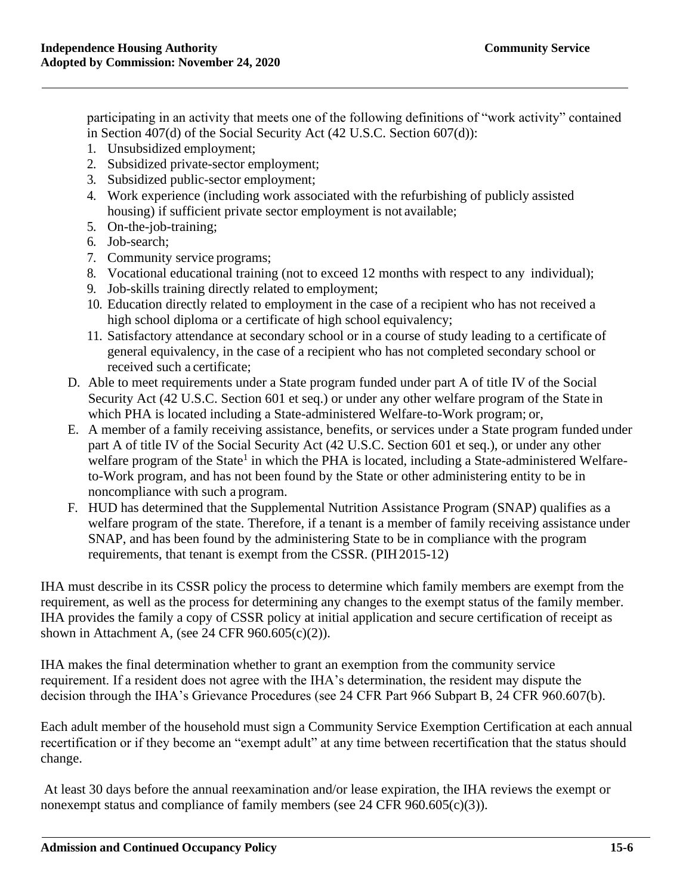participating in an activity that meets one of the following definitions of "work activity" contained in Section 407(d) of the Social Security Act (42 U.S.C. Section 607(d)):

1. Unsubsidized employment;
2. Subsidized private-sector employment;
3. Subsidized public-sector employment;
4. Work experience (including work associated with the refurbishing of publicly assisted housing) if sufficient private sector employment is not available;
5. On-the-job-training;
6. Job-search;
7. Community service programs;
8. Vocational educational training (not to exceed 12 months with respect to any individual);
9. Job-skills training directly related to employment;
10. Education directly related to employment in the case of a recipient who has not received a high school diploma or a certificate of high school equivalency;
11. Satisfactory attendance at secondary school or in a course of study leading to a certificate of general equivalency, in the case of a recipient who has not completed secondary school or received such a certificate;

D. Able to meet requirements under a State program funded under part A of title IV of the Social Security Act (42 U.S.C. Section 601 et seq.) or under any other welfare program of the State in which PHA is located including a State-administered Welfare-to-Work program; or,

E. A member of a family receiving assistance, benefits, or services under a State program funded under part A of title IV of the Social Security Act (42 U.S.C. Section 601 et seq.), or under any other welfare program of the State[1] in which the PHA is located, including a State-administered Welfare-to-Work program, and has not been found by the State or other administering entity to be in noncompliance with such a program.

F. HUD has determined that the Supplemental Nutrition Assistance Program (SNAP) qualifies as a welfare program of the state. Therefore, if a tenant is a member of family receiving assistance under SNAP, and has been found by the administering State to be in compliance with the program requirements, that tenant is exempt from the CSSR. (PIH 2015-12)

IHA must describe in its CSSR policy the process to determine which family members are exempt from the requirement, as well as the process for determining any changes to the exempt status of the family member. IHA provides the family a copy of CSSR policy at initial application and secure certification of receipt as shown in Attachment A, (see 24 CFR 960.605(c)(2)).

IHA makes the final determination whether to grant an exemption from the community service requirement. If a resident does not agree with the IHA's determination, the resident may dispute the decision through the IHA's Grievance Procedures (see 24 CFR Part 966 Subpart B, 24 CFR 960.607(b).

Each adult member of the household must sign a Community Service Exemption Certification at each annual recertification or if they become an "exempt adult" at any time between recertification that the status should change.

At least 30 days before the annual reexamination and/or lease expiration, the IHA reviews the exempt or nonexempt status and compliance of family members (see 24 CFR 960.605(c)(3)).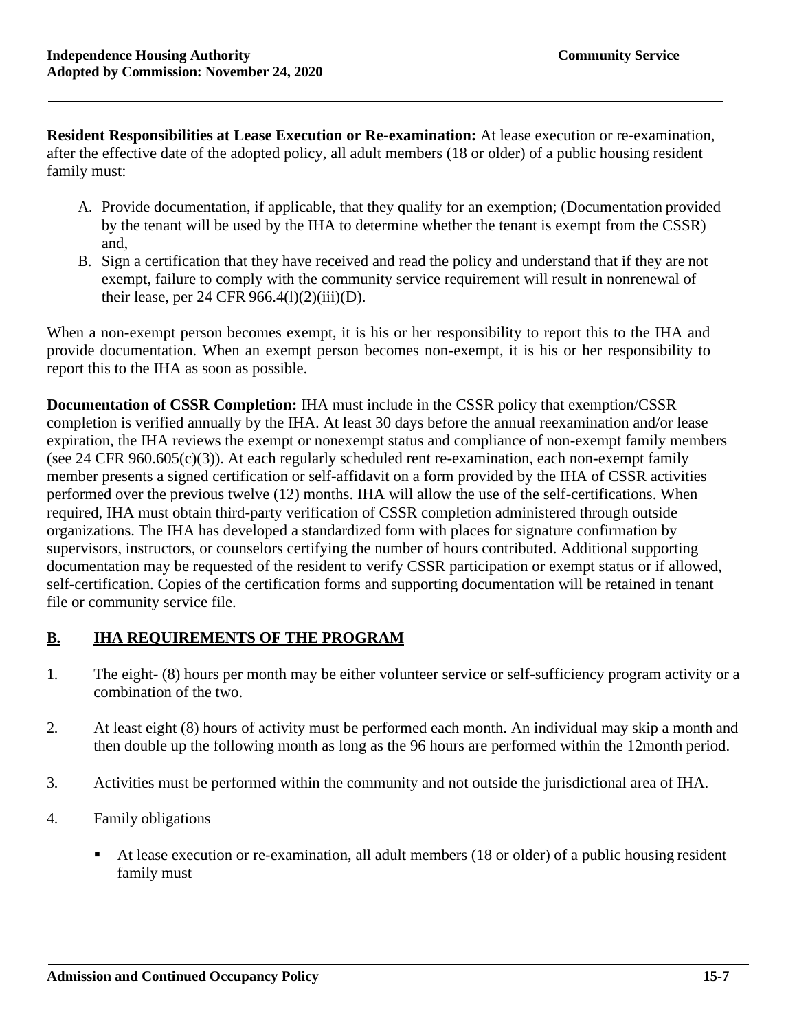**Resident Responsibilities at Lease Execution or Re-examination:** At lease execution or re-examination, after the effective date of the adopted policy, all adult members (18 or older) of a public housing resident family must:

A. Provide documentation, if applicable, that they qualify for an exemption; (Documentation provided by the tenant will be used by the IHA to determine whether the tenant is exempt from the CSSR) and,
B. Sign a certification that they have received and read the policy and understand that if they are not exempt, failure to comply with the community service requirement will result in nonrenewal of their lease, per 24 CFR 966.4(l)(2)(iii)(D).

When a non-exempt person becomes exempt, it is his or her responsibility to report this to the IHA and provide documentation. When an exempt person becomes non-exempt, it is his or her responsibility to report this to the IHA as soon as possible.

**Documentation of CSSR Completion:** IHA must include in the CSSR policy that exemption/CSSR completion is verified annually by the IHA. At least 30 days before the annual reexamination and/or lease expiration, the IHA reviews the exempt or nonexempt status and compliance of non-exempt family members (see 24 CFR 960.605(c)(3)). At each regularly scheduled rent re-examination, each non-exempt family member presents a signed certification or self-affidavit on a form provided by the IHA of CSSR activities performed over the previous twelve (12) months. IHA will allow the use of the self-certifications. When required, IHA must obtain third-party verification of CSSR completion administered through outside organizations. The IHA has developed a standardized form with places for signature confirmation by supervisors, instructors, or counselors certifying the number of hours contributed. Additional supporting documentation may be requested of the resident to verify CSSR participation or exempt status or if allowed, self-certification. Copies of the certification forms and supporting documentation will be retained in tenant file or community service file.

## B. IHA REQUIREMENTS OF THE PROGRAM

1. The eight- (8) hours per month may be either volunteer service or self-sufficiency program activity or a combination of the two.

2. At least eight (8) hours of activity must be performed each month. An individual may skip a month and then double up the following month as long as the 96 hours are performed within the 12month period.

3. Activities must be performed within the community and not outside the jurisdictional area of IHA.

4. Family obligations

   - At lease execution or re-examination, all adult members (18 or older) of a public housing resident family must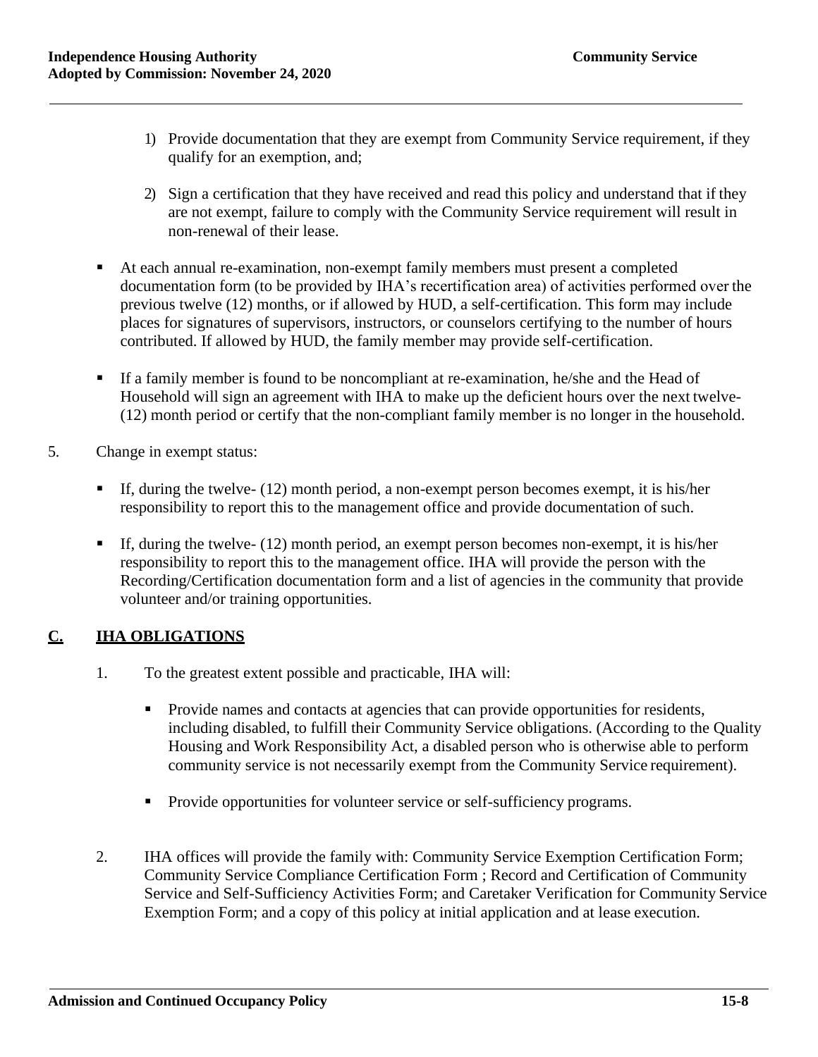1) Provide documentation that they are exempt from Community Service requirement, if they qualify for an exemption, and;

2) Sign a certification that they have received and read this policy and understand that if they are not exempt, failure to comply with the Community Service requirement will result in non-renewal of their lease.

- At each annual re-examination, non-exempt family members must present a completed documentation form (to be provided by IHA's recertification area) of activities performed over the previous twelve (12) months, or if allowed by HUD, a self-certification. This form may include places for signatures of supervisors, instructors, or counselors certifying to the number of hours contributed. If allowed by HUD, the family member may provide self-certification.

- If a family member is found to be noncompliant at re-examination, he/she and the Head of Household will sign an agreement with IHA to make up the deficient hours over the next twelve- (12) month period or certify that the non-compliant family member is no longer in the household.

5. Change in exempt status:

- If, during the twelve- (12) month period, a non-exempt person becomes exempt, it is his/her responsibility to report this to the management office and provide documentation of such.

- If, during the twelve- (12) month period, an exempt person becomes non-exempt, it is his/her responsibility to report this to the management office. IHA will provide the person with the Recording/Certification documentation form and a list of agencies in the community that provide volunteer and/or training opportunities.

## C. IHA OBLIGATIONS

1. To the greatest extent possible and practicable, IHA will:

   - Provide names and contacts at agencies that can provide opportunities for residents, including disabled, to fulfill their Community Service obligations. (According to the Quality Housing and Work Responsibility Act, a disabled person who is otherwise able to perform community service is not necessarily exempt from the Community Service requirement).

   - Provide opportunities for volunteer service or self-sufficiency programs.

2. IHA offices will provide the family with: Community Service Exemption Certification Form; Community Service Compliance Certification Form ; Record and Certification of Community Service and Self-Sufficiency Activities Form; and Caretaker Verification for Community Service Exemption Form; and a copy of this policy at initial application and at lease execution.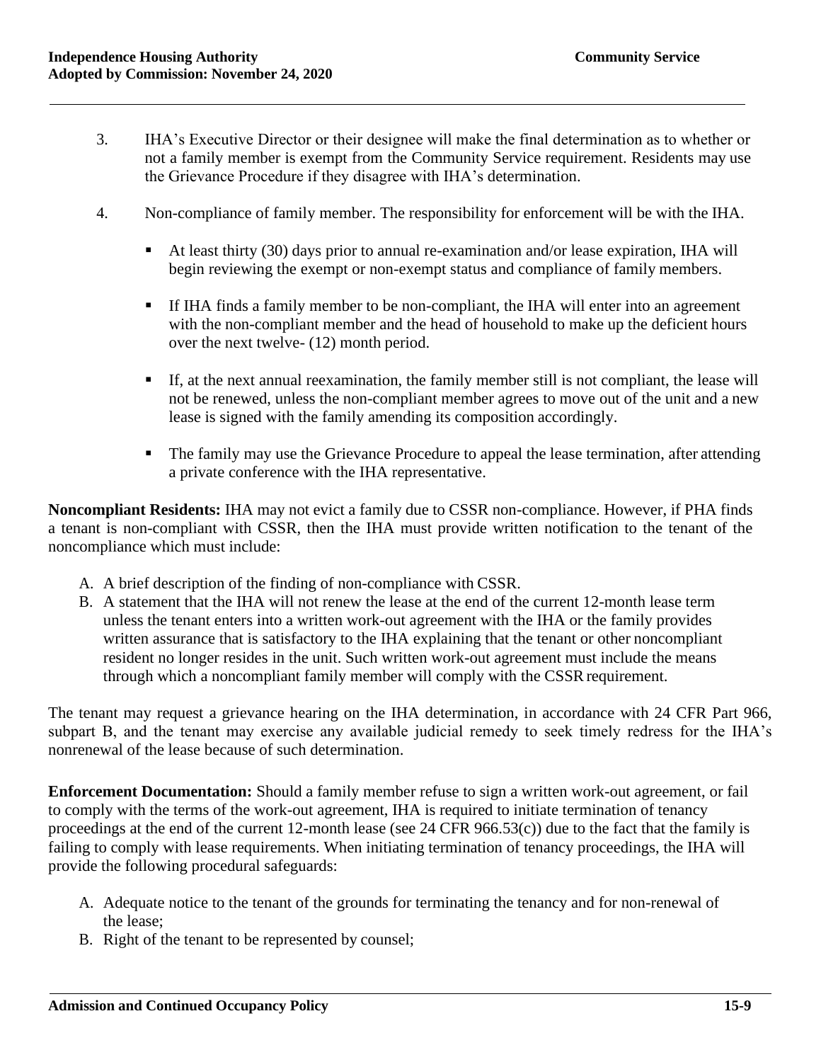3. IHA's Executive Director or their designee will make the final determination as to whether or not a family member is exempt from the Community Service requirement. Residents may use the Grievance Procedure if they disagree with IHA's determination.

4. Non-compliance of family member. The responsibility for enforcement will be with the IHA.

   - At least thirty (30) days prior to annual re-examination and/or lease expiration, IHA will begin reviewing the exempt or non-exempt status and compliance of family members.
   - If IHA finds a family member to be non-compliant, the IHA will enter into an agreement with the non-compliant member and the head of household to make up the deficient hours over the next twelve- (12) month period.
   - If, at the next annual reexamination, the family member still is not compliant, the lease will not be renewed, unless the non-compliant member agrees to move out of the unit and a new lease is signed with the family amending its composition accordingly.
   - The family may use the Grievance Procedure to appeal the lease termination, after attending a private conference with the IHA representative.

**Noncompliant Residents:** IHA may not evict a family due to CSSR non-compliance. However, if PHA finds a tenant is non-compliant with CSSR, then the IHA must provide written notification to the tenant of the noncompliance which must include:

A. A brief description of the finding of non-compliance with CSSR.
B. A statement that the IHA will not renew the lease at the end of the current 12-month lease term unless the tenant enters into a written work-out agreement with the IHA or the family provides written assurance that is satisfactory to the IHA explaining that the tenant or other noncompliant resident no longer resides in the unit. Such written work-out agreement must include the means through which a noncompliant family member will comply with the CSSR requirement.

The tenant may request a grievance hearing on the IHA determination, in accordance with 24 CFR Part 966, subpart B, and the tenant may exercise any available judicial remedy to seek timely redress for the IHA's nonrenewal of the lease because of such determination.

**Enforcement Documentation:** Should a family member refuse to sign a written work-out agreement, or fail to comply with the terms of the work-out agreement, IHA is required to initiate termination of tenancy proceedings at the end of the current 12-month lease (see 24 CFR 966.53(c)) due to the fact that the family is failing to comply with lease requirements. When initiating termination of tenancy proceedings, the IHA will provide the following procedural safeguards:

A. Adequate notice to the tenant of the grounds for terminating the tenancy and for non-renewal of the lease;
B. Right of the tenant to be represented by counsel;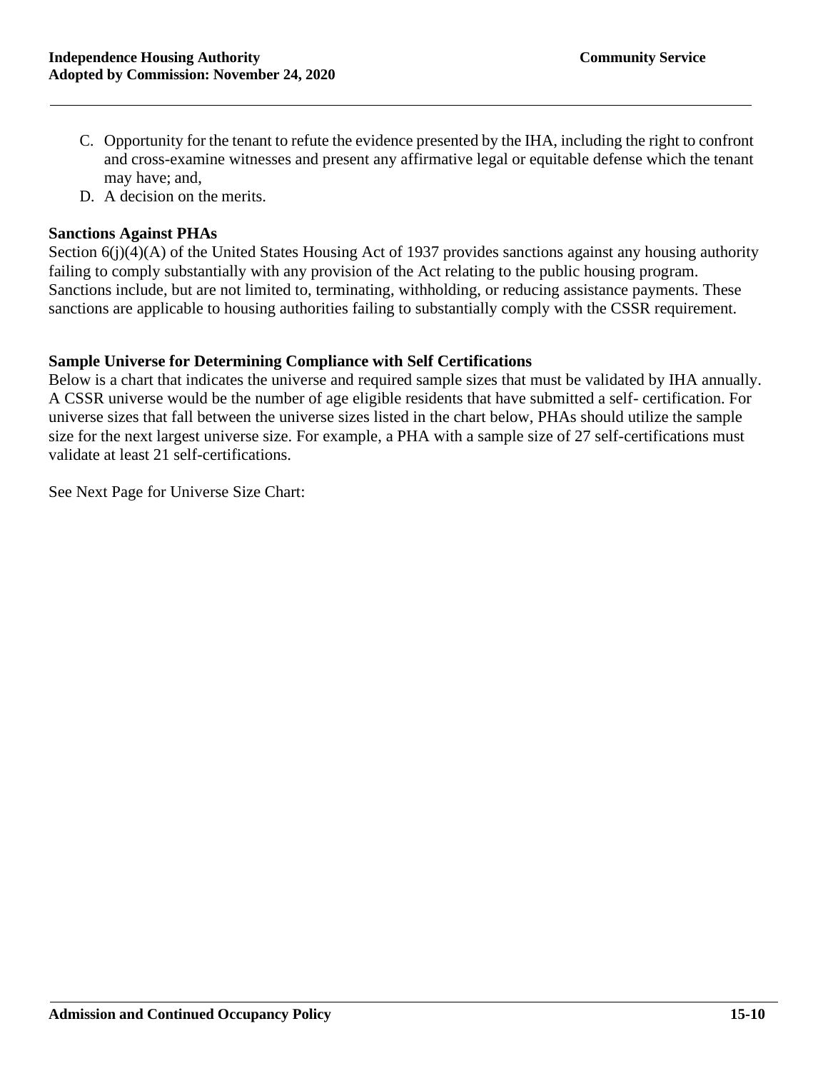C. Opportunity for the tenant to refute the evidence presented by the IHA, including the right to confront and cross-examine witnesses and present any affirmative legal or equitable defense which the tenant may have; and,
D. A decision on the merits.

**Sanctions Against PHAs**

Section 6(j)(4)(A) of the United States Housing Act of 1937 provides sanctions against any housing authority failing to comply substantially with any provision of the Act relating to the public housing program. Sanctions include, but are not limited to, terminating, withholding, or reducing assistance payments. These sanctions are applicable to housing authorities failing to substantially comply with the CSSR requirement.

**Sample Universe for Determining Compliance with Self Certifications**

Below is a chart that indicates the universe and required sample sizes that must be validated by IHA annually. A CSSR universe would be the number of age eligible residents that have submitted a self- certification. For universe sizes that fall between the universe sizes listed in the chart below, PHAs should utilize the sample size for the next largest universe size. For example, a PHA with a sample size of 27 self-certifications must validate at least 21 self-certifications.

See Next Page for Universe Size Chart: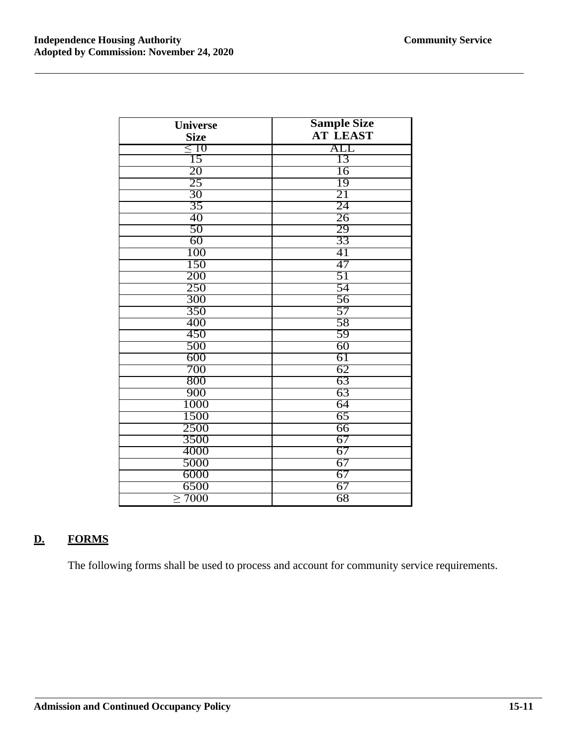| Universe Size | Sample Size AT LEAST |
|---|---|
| ≤ 10 | ALL |
| 15 | 13 |
| 20 | 16 |
| 25 | 19 |
| 30 | 21 |
| 35 | 24 |
| 40 | 26 |
| 50 | 29 |
| 60 | 33 |
| 100 | 41 |
| 150 | 47 |
| 200 | 51 |
| 250 | 54 |
| 300 | 56 |
| 350 | 57 |
| 400 | 58 |
| 450 | 59 |
| 500 | 60 |
| 600 | 61 |
| 700 | 62 |
| 800 | 63 |
| 900 | 63 |
| 1000 | 64 |
| 1500 | 65 |
| 2500 | 66 |
| 3500 | 67 |
| 4000 | 67 |
| 5000 | 67 |
| 6000 | 67 |
| 6500 | 67 |
| ≥ 7000 | 68 |

## D. FORMS

The following forms shall be used to process and account for community service requirements.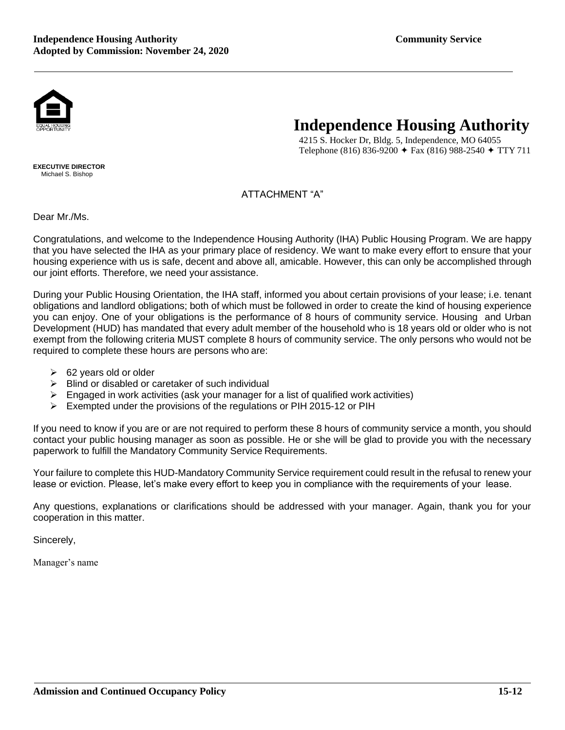# Independence Housing Authority

4215 S. Hocker Dr, Bldg. 5, Independence, MO 64055
Telephone (816) 836-9200 ✦ Fax (816) 988-2540 ✦ TTY 711

**EXECUTIVE DIRECTOR**
Michael S. Bishop

ATTACHMENT "A"

Dear Mr./Ms.

Congratulations, and welcome to the Independence Housing Authority (IHA) Public Housing Program. We are happy that you have selected the IHA as your primary place of residency. We want to make every effort to ensure that your housing experience with us is safe, decent and above all, amicable. However, this can only be accomplished through our joint efforts. Therefore, we need your assistance.

During your Public Housing Orientation, the IHA staff, informed you about certain provisions of your lease; i.e. tenant obligations and landlord obligations; both of which must be followed in order to create the kind of housing experience you can enjoy. One of your obligations is the performance of 8 hours of community service. Housing and Urban Development (HUD) has mandated that every adult member of the household who is 18 years old or older who is not exempt from the following criteria MUST complete 8 hours of community service. The only persons who would not be required to complete these hours are persons who are:

- 62 years old or older
- Blind or disabled or caretaker of such individual
- Engaged in work activities (ask your manager for a list of qualified work activities)
- Exempted under the provisions of the regulations or PIH 2015-12 or PIH

If you need to know if you are or are not required to perform these 8 hours of community service a month, you should contact your public housing manager as soon as possible. He or she will be glad to provide you with the necessary paperwork to fulfill the Mandatory Community Service Requirements.

Your failure to complete this HUD-Mandatory Community Service requirement could result in the refusal to renew your lease or eviction. Please, let's make every effort to keep you in compliance with the requirements of your lease.

Any questions, explanations or clarifications should be addressed with your manager. Again, thank you for your cooperation in this matter.

Sincerely,

Manager's name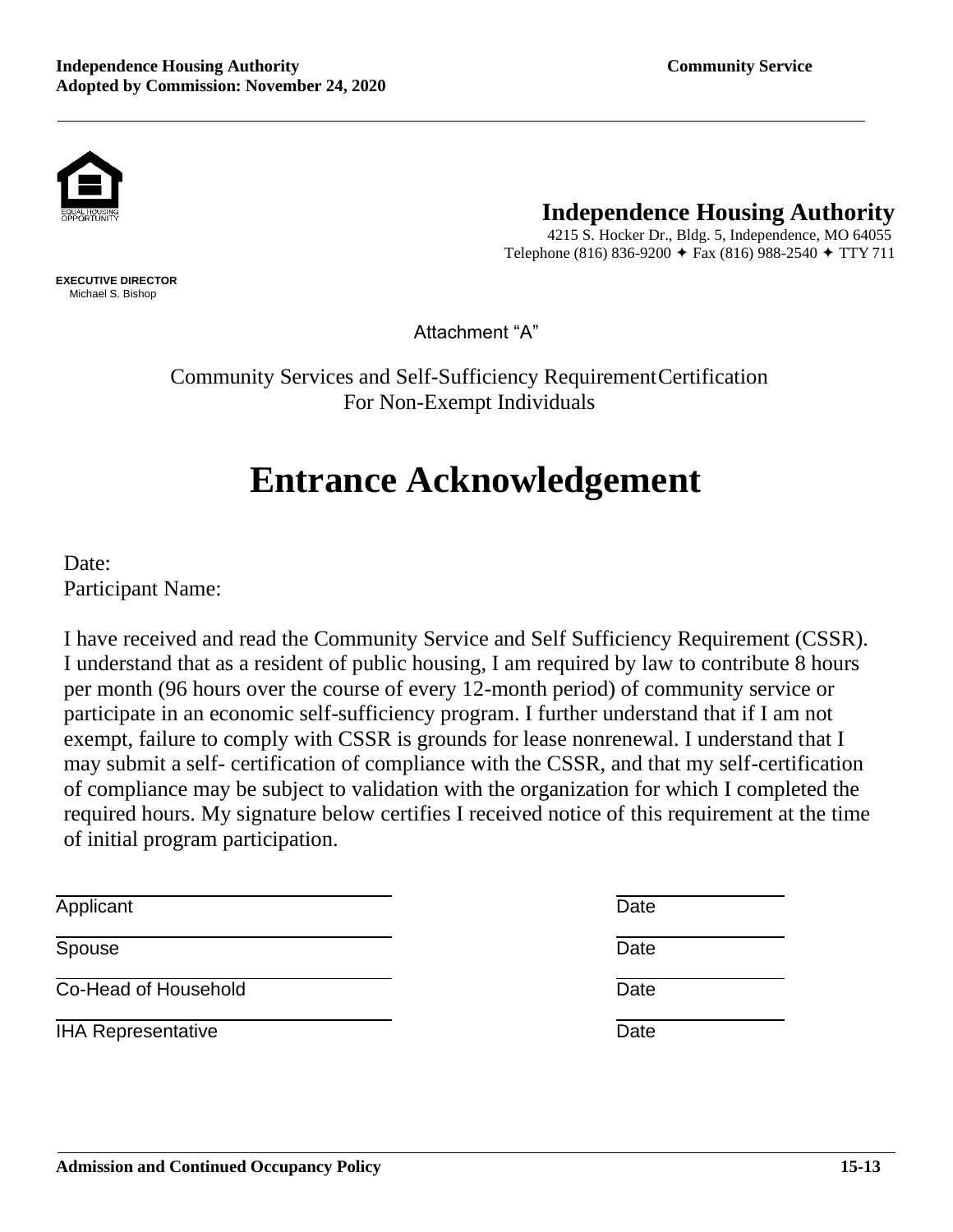# Independence Housing Authority

4215 S. Hocker Dr., Bldg. 5, Independence, MO 64055
Telephone (816) 836-9200 ✦ Fax (816) 988-2540 ✦ TTY 711

**EXECUTIVE DIRECTOR**
Michael S. Bishop

Attachment "A"

Community Services and Self-Sufficiency Requirement Certification
For Non-Exempt Individuals

# Entrance Acknowledgement

Date:
Participant Name:

I have received and read the Community Service and Self Sufficiency Requirement (CSSR). I understand that as a resident of public housing, I am required by law to contribute 8 hours per month (96 hours over the course of every 12-month period) of community service or participate in an economic self-sufficiency program. I further understand that if I am not exempt, failure to comply with CSSR is grounds for lease nonrenewal. I understand that I may submit a self- certification of compliance with the CSSR, and that my self-certification of compliance may be subject to validation with the organization for which I completed the required hours. My signature below certifies I received notice of this requirement at the time of initial program participation.

| | |
|---|---|
| ______________________ Applicant | __________ Date |
| ______________________ Spouse | __________ Date |
| ______________________ Co-Head of Household | __________ Date |
| ______________________ IHA Representative | __________ Date |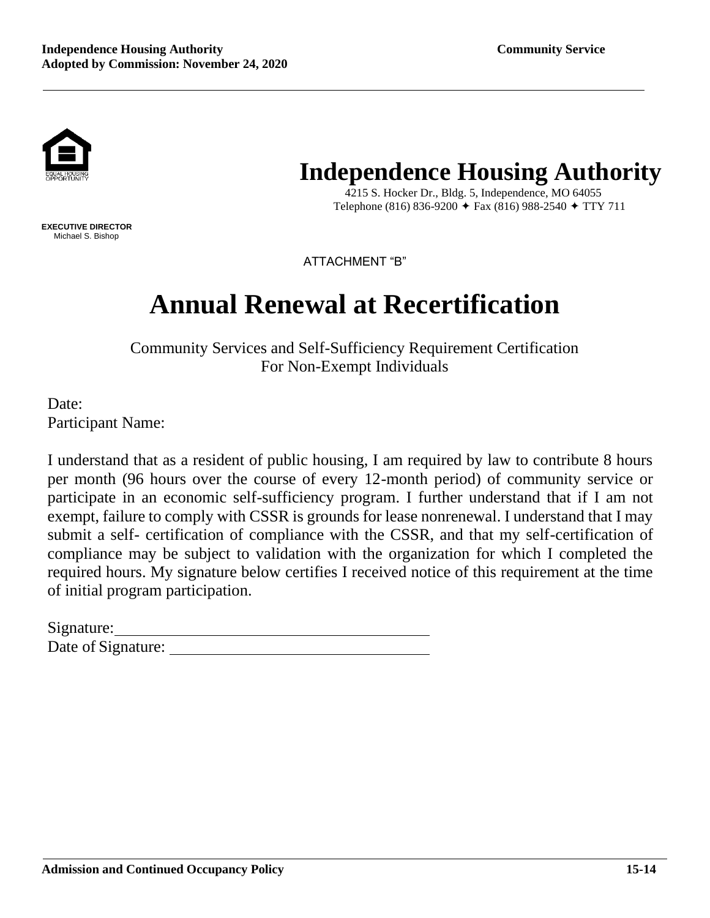# Independence Housing Authority

4215 S. Hocker Dr., Bldg. 5, Independence, MO 64055
Telephone (816) 836-9200 ✦ Fax (816) 988-2540 ✦ TTY 711

**EXECUTIVE DIRECTOR**
Michael S. Bishop

ATTACHMENT "B"

# Annual Renewal at Recertification

Community Services and Self-Sufficiency Requirement Certification
For Non-Exempt Individuals

Date:
Participant Name:

I understand that as a resident of public housing, I am required by law to contribute 8 hours per month (96 hours over the course of every 12-month period) of community service or participate in an economic self-sufficiency program. I further understand that if I am not exempt, failure to comply with CSSR is grounds for lease nonrenewal. I understand that I may submit a self- certification of compliance with the CSSR, and that my self-certification of compliance may be subject to validation with the organization for which I completed the required hours. My signature below certifies I received notice of this requirement at the time of initial program participation.

Signature: ______________________________________
Date of Signature: ______________________________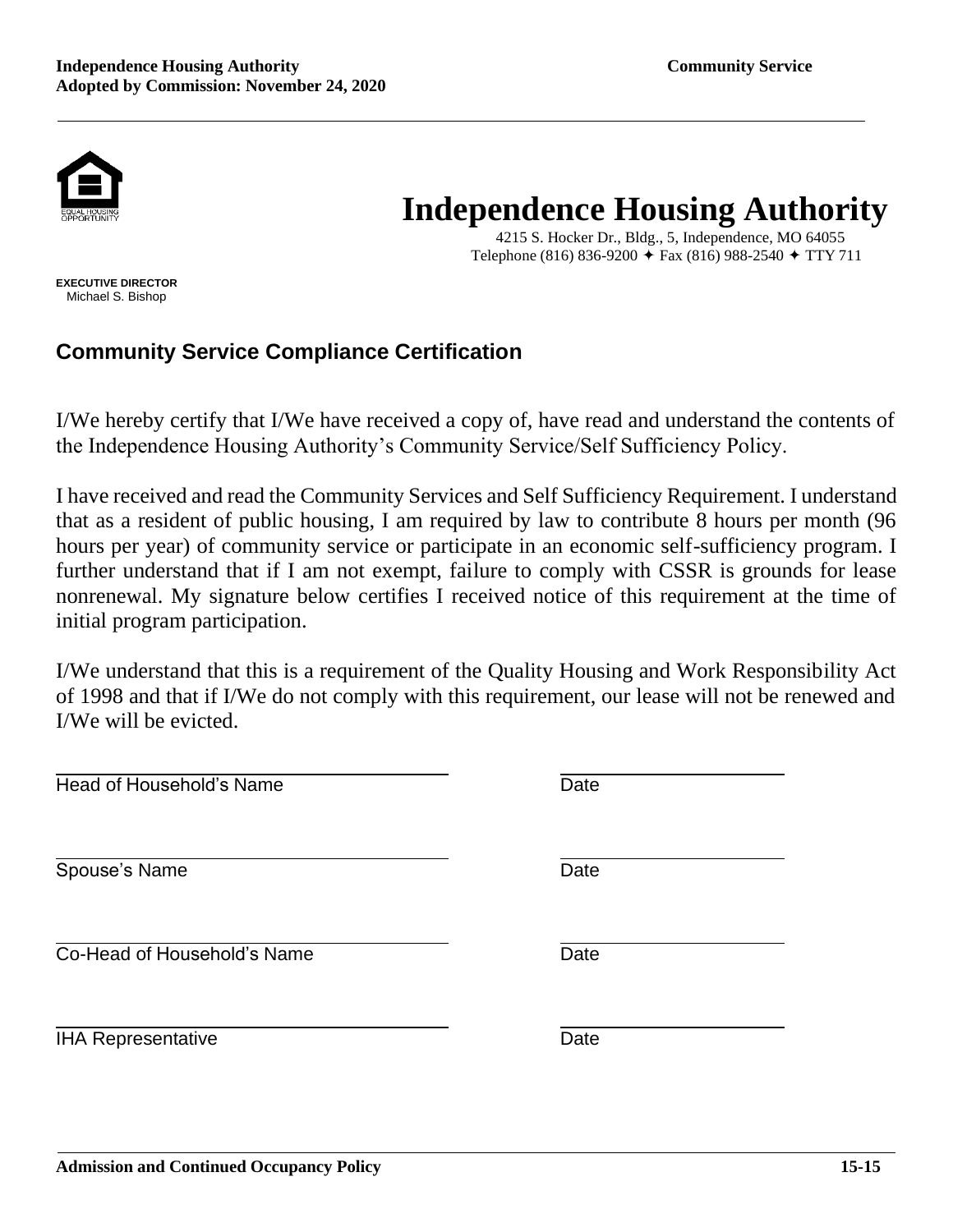# Independence Housing Authority

4215 S. Hocker Dr., Bldg., 5, Independence, MO 64055
Telephone (816) 836-9200 ✦ Fax (816) 988-2540 ✦ TTY 711

**EXECUTIVE DIRECTOR**
Michael S. Bishop

## Community Service Compliance Certification

I/We hereby certify that I/We have received a copy of, have read and understand the contents of the Independence Housing Authority's Community Service/Self Sufficiency Policy.

I have received and read the Community Services and Self Sufficiency Requirement. I understand that as a resident of public housing, I am required by law to contribute 8 hours per month (96 hours per year) of community service or participate in an economic self-sufficiency program. I further understand that if I am not exempt, failure to comply with CSSR is grounds for lease nonrenewal. My signature below certifies I received notice of this requirement at the time of initial program participation.

I/We understand that this is a requirement of the Quality Housing and Work Responsibility Act of 1998 and that if I/We do not comply with this requirement, our lease will not be renewed and I/We will be evicted.

\_\_\_\_\_\_\_\_\_\_\_\_\_\_\_\_\_\_\_\_\_\_\_\_\_\_\_\_\_\_\_\_ \_\_\_\_\_\_\_\_\_\_\_\_\_\_\_\_\_\_\_\_
Head of Household's Name Date

\_\_\_\_\_\_\_\_\_\_\_\_\_\_\_\_\_\_\_\_\_\_\_\_\_\_\_\_\_\_\_\_ \_\_\_\_\_\_\_\_\_\_\_\_\_\_\_\_\_\_\_\_
Spouse's Name Date

\_\_\_\_\_\_\_\_\_\_\_\_\_\_\_\_\_\_\_\_\_\_\_\_\_\_\_\_\_\_\_\_ \_\_\_\_\_\_\_\_\_\_\_\_\_\_\_\_\_\_\_\_
Co-Head of Household's Name Date

\_\_\_\_\_\_\_\_\_\_\_\_\_\_\_\_\_\_\_\_\_\_\_\_\_\_\_\_\_\_\_\_ \_\_\_\_\_\_\_\_\_\_\_\_\_\_\_\_\_\_\_\_
IHA Representative Date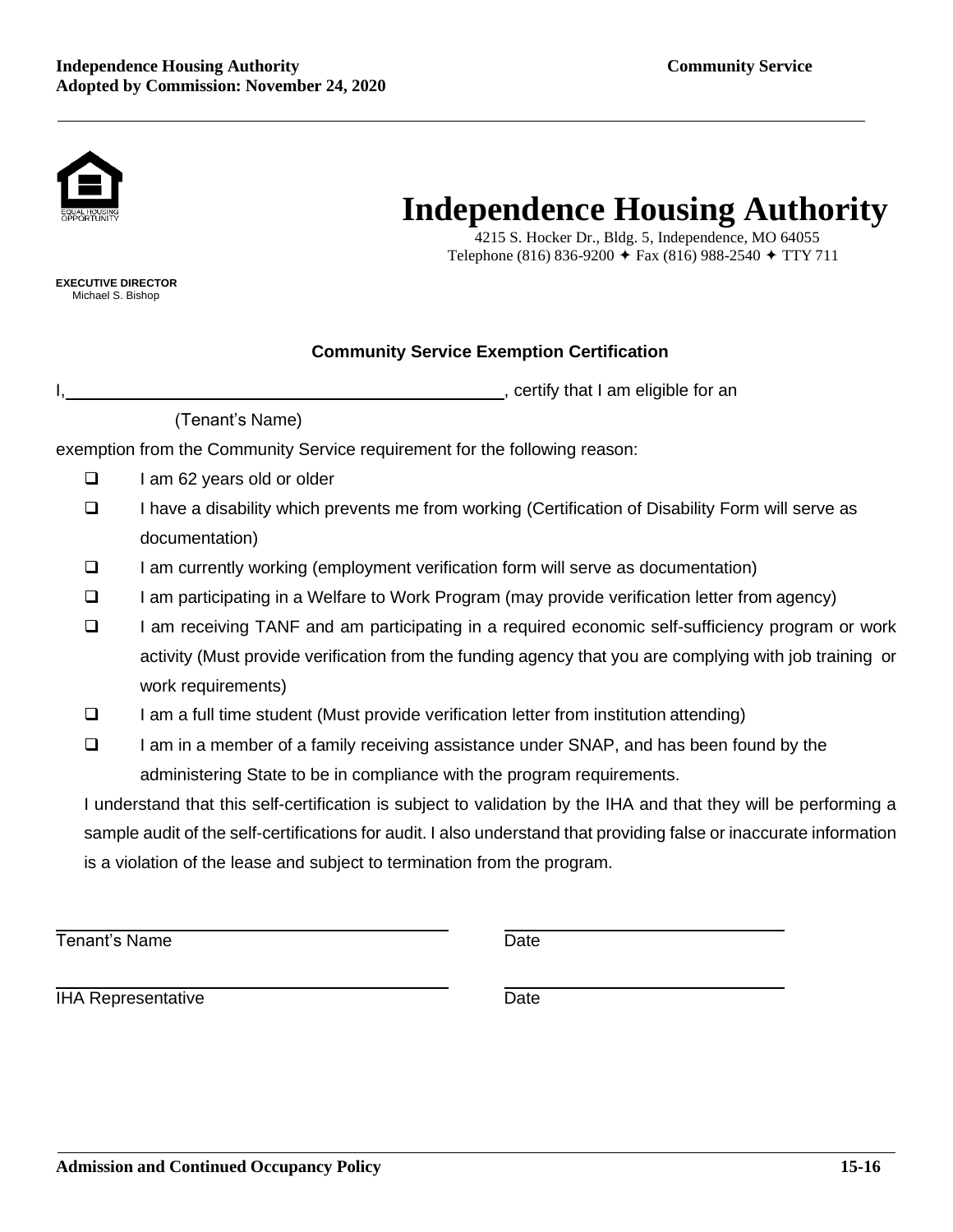# Independence Housing Authority

4215 S. Hocker Dr., Bldg. 5, Independence, MO 64055
Telephone (816) 836-9200 ✦ Fax (816) 988-2540 ✦ TTY 711

**EXECUTIVE DIRECTOR**
Michael S. Bishop

### Community Service Exemption Certification

I,\_\_\_\_\_\_\_\_\_\_\_\_\_\_\_\_\_\_\_\_\_\_\_\_\_\_\_\_\_\_\_\_\_\_\_\_\_\_\_\_\_\_, certify that I am eligible for an

(Tenant's Name)

exemption from the Community Service requirement for the following reason:

- ☐ I am 62 years old or older
- ☐ I have a disability which prevents me from working (Certification of Disability Form will serve as documentation)
- ☐ I am currently working (employment verification form will serve as documentation)
- ☐ I am participating in a Welfare to Work Program (may provide verification letter from agency)
- ☐ I am receiving TANF and am participating in a required economic self-sufficiency program or work activity (Must provide verification from the funding agency that you are complying with job training or work requirements)
- ☐ I am a full time student (Must provide verification letter from institution attending)
- ☐ I am in a member of a family receiving assistance under SNAP, and has been found by the administering State to be in compliance with the program requirements.

I understand that this self-certification is subject to validation by the IHA and that they will be performing a sample audit of the self-certifications for audit. I also understand that providing false or inaccurate information is a violation of the lease and subject to termination from the program.

\_\_\_\_\_\_\_\_\_\_\_\_\_\_\_\_\_\_\_\_\_\_\_\_\_\_\_\_\_\_\_\_\_\_\_\_ \_\_\_\_\_\_\_\_\_\_\_\_\_\_\_\_\_\_\_\_\_\_\_\_\_\_
Tenant's Name Date

\_\_\_\_\_\_\_\_\_\_\_\_\_\_\_\_\_\_\_\_\_\_\_\_\_\_\_\_\_\_\_\_\_\_\_\_ \_\_\_\_\_\_\_\_\_\_\_\_\_\_\_\_\_\_\_\_\_\_\_\_\_\_
IHA Representative Date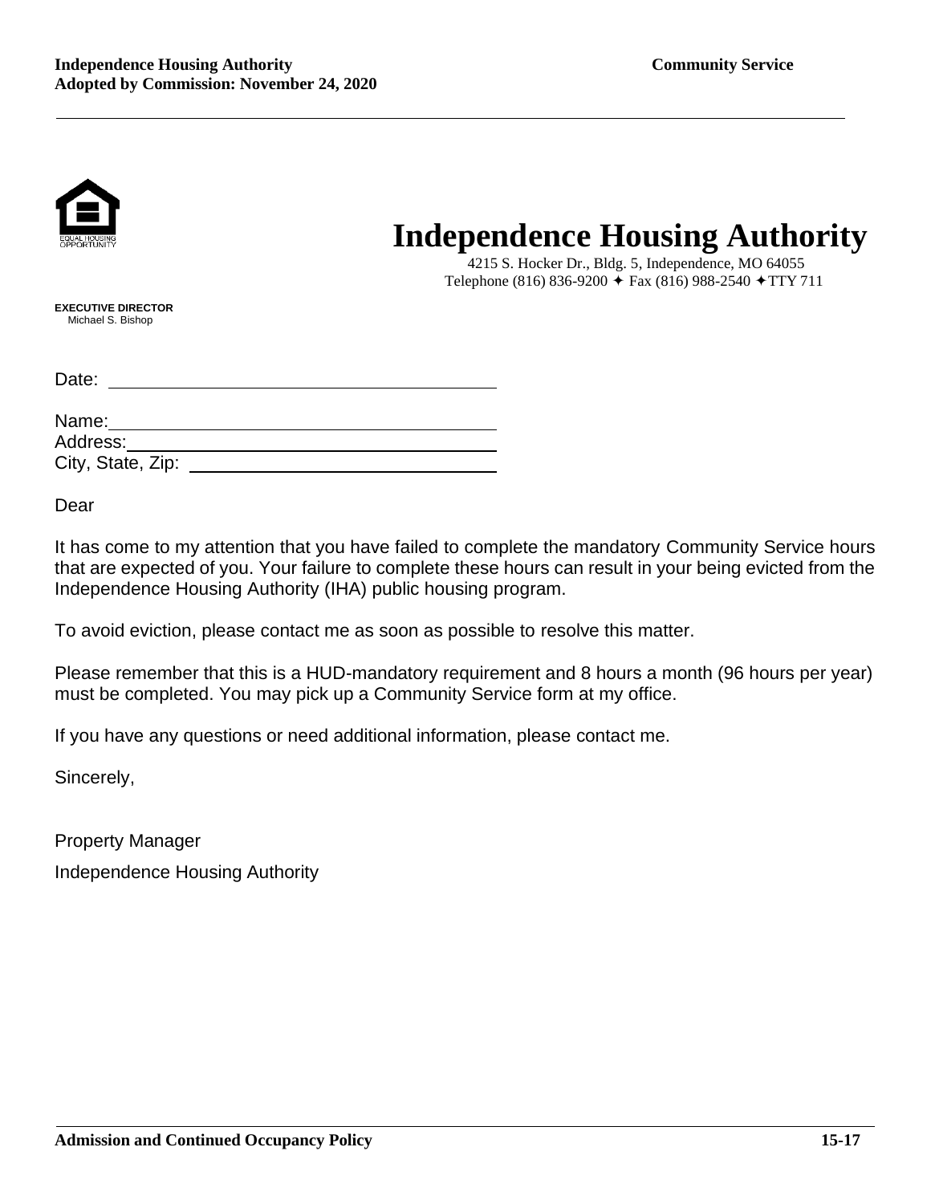# Independence Housing Authority

4215 S. Hocker Dr., Bldg. 5, Independence, MO 64055
Telephone (816) 836-9200 ✦ Fax (816) 988-2540 ✦TTY 711

**EXECUTIVE DIRECTOR**
Michael S. Bishop

Date: ______________________________

Name: ______________________________
Address: ______________________________
City, State, Zip: ______________________________

Dear

It has come to my attention that you have failed to complete the mandatory Community Service hours that are expected of you. Your failure to complete these hours can result in your being evicted from the Independence Housing Authority (IHA) public housing program.

To avoid eviction, please contact me as soon as possible to resolve this matter.

Please remember that this is a HUD-mandatory requirement and 8 hours a month (96 hours per year) must be completed. You may pick up a Community Service form at my office.

If you have any questions or need additional information, please contact me.

Sincerely,

Property Manager

Independence Housing Authority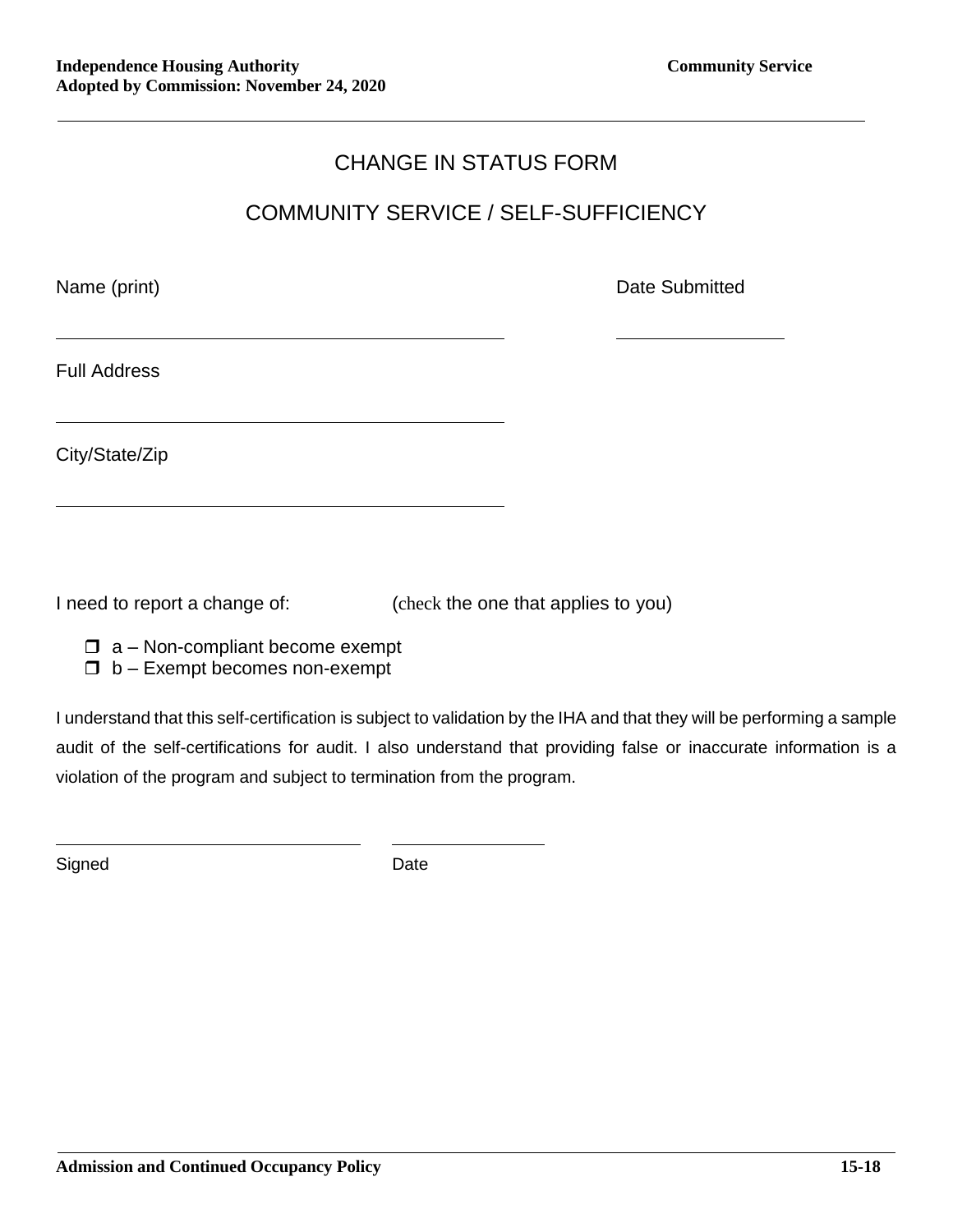# CHANGE IN STATUS FORM

## COMMUNITY SERVICE / SELF-SUFFICIENCY

Name (print) ______________________________ Date Submitted ______________

Full Address ______________________________

City/State/Zip ______________________________

I need to report a change of: (check the one that applies to you)

- ☐ a – Non-compliant become exempt
- ☐ b – Exempt becomes non-exempt

I understand that this self-certification is subject to validation by the IHA and that they will be performing a sample audit of the self-certifications for audit. I also understand that providing false or inaccurate information is a violation of the program and subject to termination from the program.

______________________________ ______________

Signed Date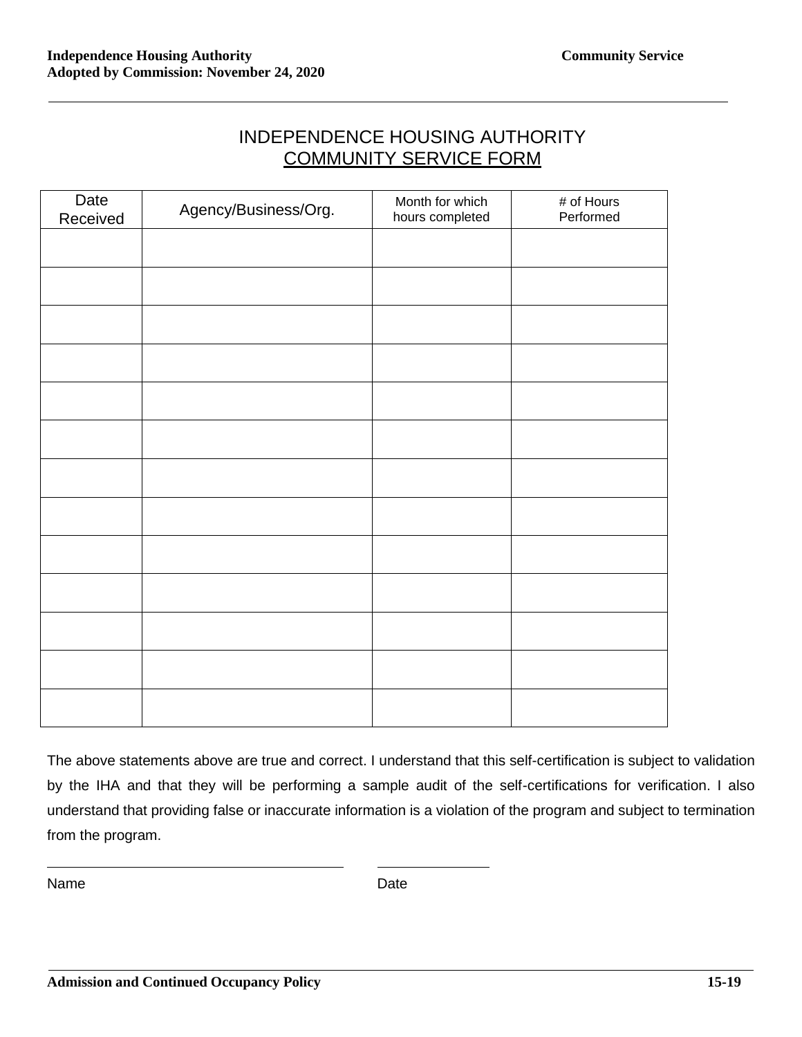# INDEPENDENCE HOUSING AUTHORITY

## COMMUNITY SERVICE FORM

| Date Received | Agency/Business/Org. | Month for which hours completed | # of Hours Performed |
|---|---|---|---|
| | | | |
| | | | |
| | | | |
| | | | |
| | | | |
| | | | |
| | | | |
| | | | |
| | | | |
| | | | |
| | | | |
| | | | |
| | | | |

The above statements above are true and correct. I understand that this self-certification is subject to validation by the IHA and that they will be performing a sample audit of the self-certifications for verification. I also understand that providing false or inaccurate information is a violation of the program and subject to termination from the program.

\_\_\_\_\_\_\_\_\_\_\_\_\_\_\_\_\_\_\_\_\_\_\_\_\_\_\_\_\_\_\_\_\_\_\_\_\_\_\_\_ &nbsp;&nbsp;&nbsp;&nbsp; \_\_\_\_\_\_\_\_\_\_\_\_\_\_\_

Name &nbsp;&nbsp;&nbsp;&nbsp;&nbsp;&nbsp;&nbsp;&nbsp;&nbsp;&nbsp;&nbsp;&nbsp;&nbsp;&nbsp;&nbsp;&nbsp;&nbsp;&nbsp;&nbsp;&nbsp;&nbsp;&nbsp;&nbsp;&nbsp;&nbsp;&nbsp;&nbsp;&nbsp;&nbsp;&nbsp;&nbsp;&nbsp;&nbsp;&nbsp;&nbsp;&nbsp;&nbsp;&nbsp;&nbsp;&nbsp; Date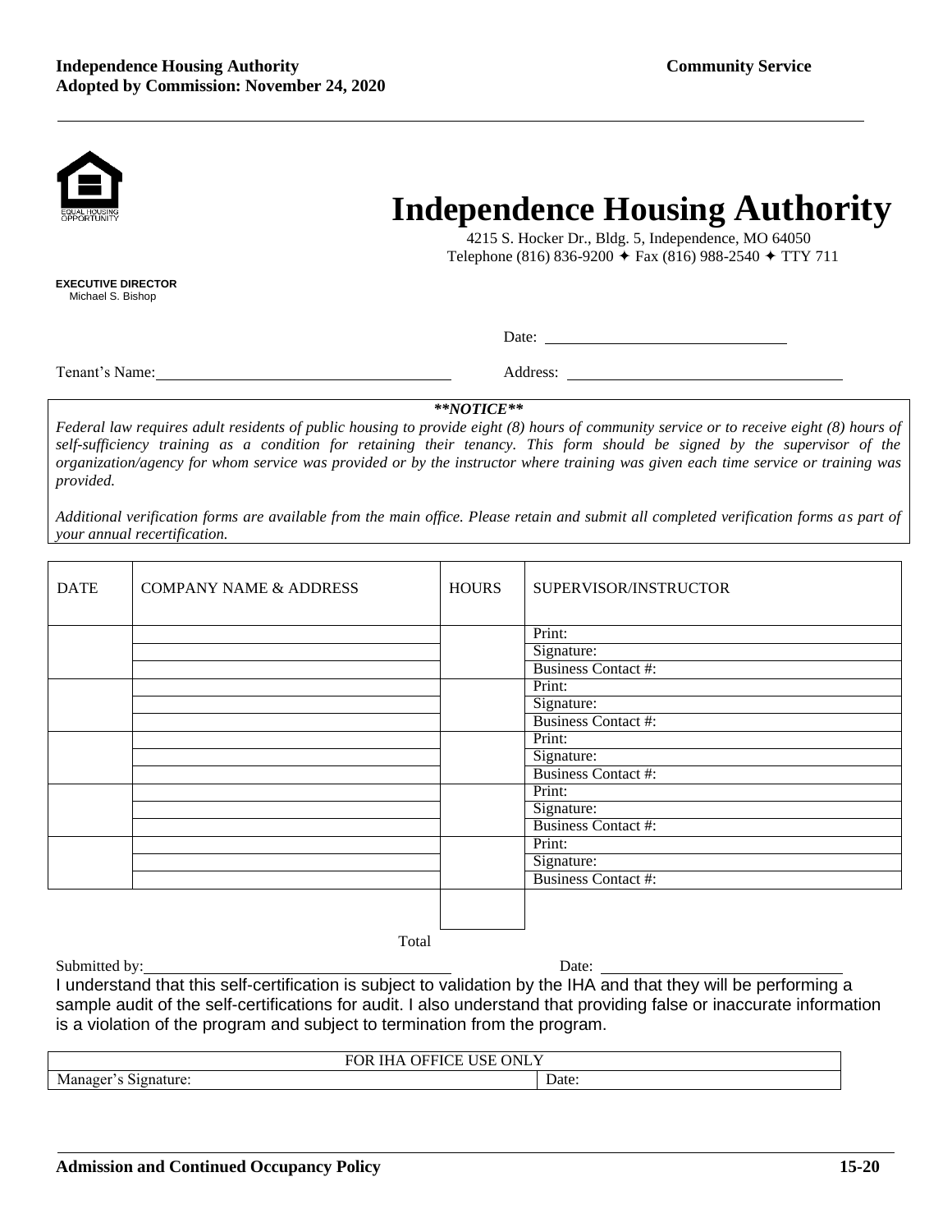# Independence Housing Authority

4215 S. Hocker Dr., Bldg. 5, Independence, MO 64050
Telephone (816) 836-9200 ✦ Fax (816) 988-2540 ✦ TTY 711

**EXECUTIVE DIRECTOR**
Michael S. Bishop

Date: ______________________

Tenant's Name: ______________________ Address: ______________________

***\*\*NOTICE\*\****

*Federal law requires adult residents of public housing to provide eight (8) hours of community service or to receive eight (8) hours of self-sufficiency training as a condition for retaining their tenancy. This form should be signed by the supervisor of the organization/agency for whom service was provided or by the instructor where training was given each time service or training was provided.*

*Additional verification forms are available from the main office. Please retain and submit all completed verification forms as part of your annual recertification.*

| DATE | COMPANY NAME & ADDRESS | HOURS | SUPERVISOR/INSTRUCTOR |
|---|---|---|---|
| | | | Print: |
| | | | Signature: |
| | | | Business Contact #: |
| | | | Print: |
| | | | Signature: |
| | | | Business Contact #: |
| | | | Print: |
| | | | Signature: |
| | | | Business Contact #: |
| | | | Print: |
| | | | Signature: |
| | | | Business Contact #: |
| | | | Print: |
| | | | Signature: |
| | | | Business Contact #: |
| | Total | | |

Submitted by: ______________________ Date: ______________________

I understand that this self-certification is subject to validation by the IHA and that they will be performing a sample audit of the self-certifications for audit. I also understand that providing false or inaccurate information is a violation of the program and subject to termination from the program.

| FOR IHA OFFICE USE ONLY | |
|---|---|
| Manager's Signature: | Date: |